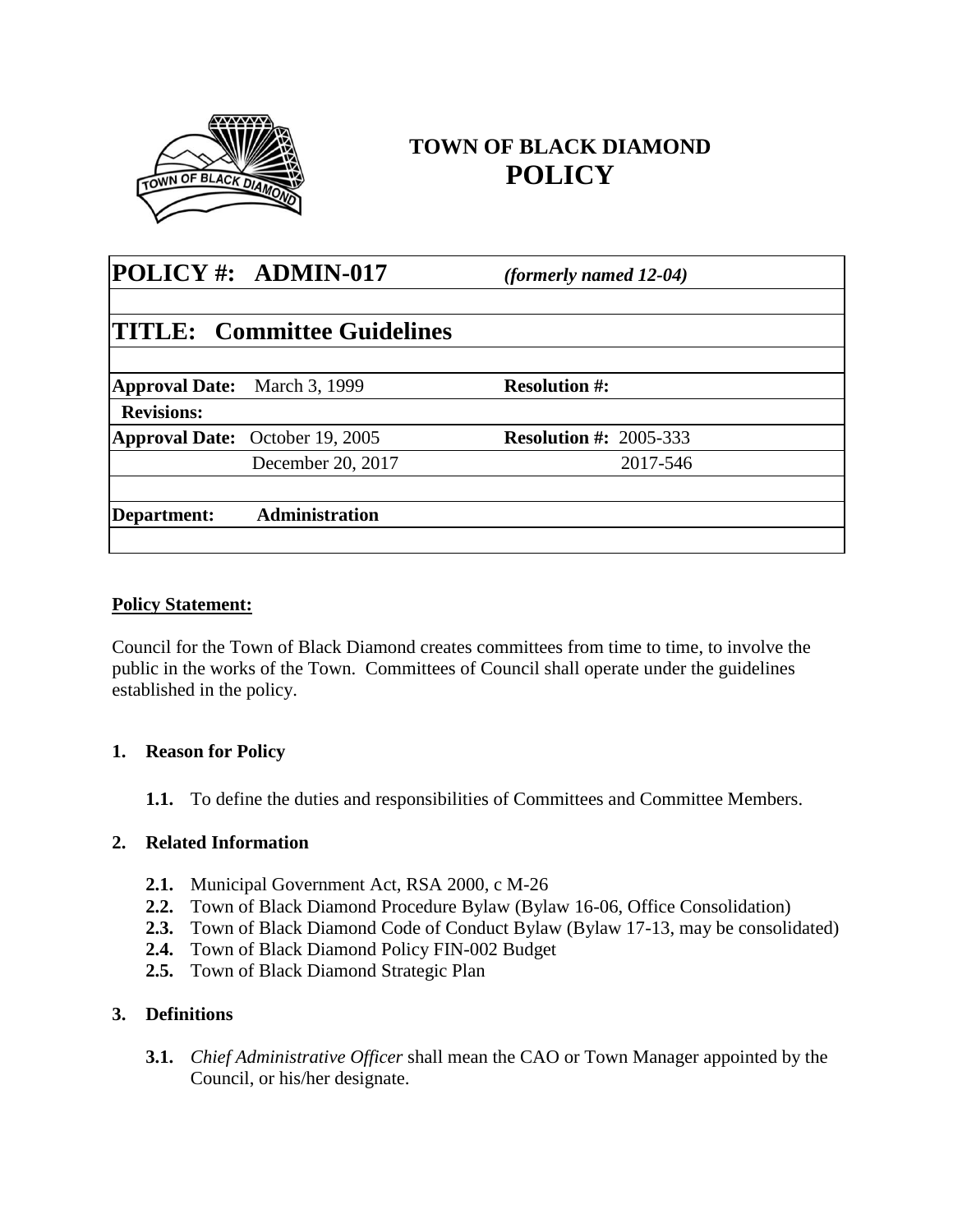# TOWN OF BLACK DIAMOND
# POLICY

| **POLICY #: ADMIN-017** | | ***(formerly named 12-04)*** | |
|---|---|---|---|
| | | | |
| **TITLE: Committee Guidelines** | | | |
| | | | |
| **Approval Date:** | March 3, 1999 | **Resolution #:** | |
| **Revisions:** | | | |
| **Approval Date:** | October 19, 2005 | **Resolution #:** | 2005-333 |
| | December 20, 2017 | | 2017-546 |
| | | | |
| **Department:** | **Administration** | | |
| | | | |

**Policy Statement:**

Council for the Town of Black Diamond creates committees from time to time, to involve the public in the works of the Town. Committees of Council shall operate under the guidelines established in the policy.

**1. Reason for Policy**

**1.1.** To define the duties and responsibilities of Committees and Committee Members.

**2. Related Information**

**2.1.** Municipal Government Act, RSA 2000, c M-26
**2.2.** Town of Black Diamond Procedure Bylaw (Bylaw 16-06, Office Consolidation)
**2.3.** Town of Black Diamond Code of Conduct Bylaw (Bylaw 17-13, may be consolidated)
**2.4.** Town of Black Diamond Policy FIN-002 Budget
**2.5.** Town of Black Diamond Strategic Plan

**3. Definitions**

**3.1.** *Chief Administrative Officer* shall mean the CAO or Town Manager appointed by the Council, or his/her designate.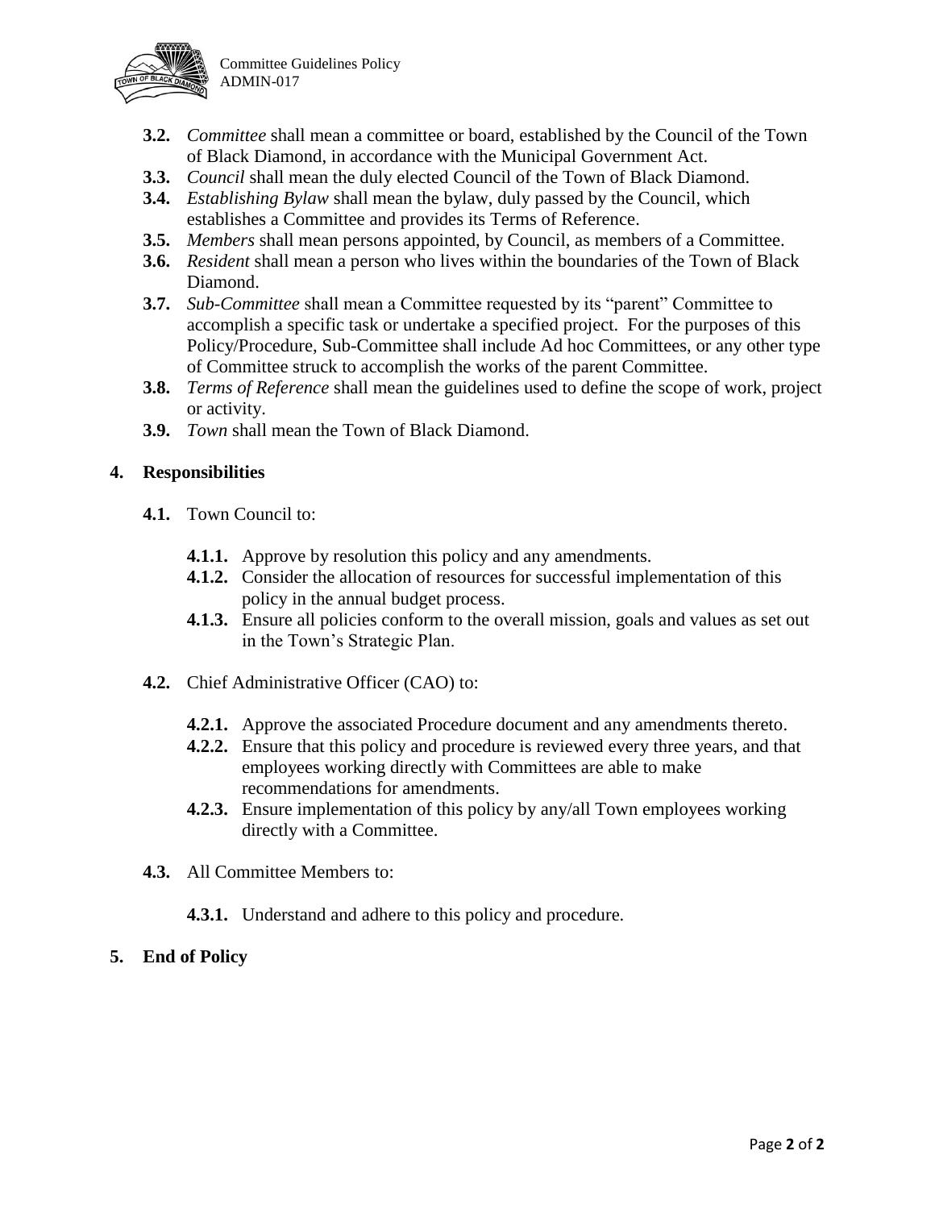- **3.2.** *Committee* shall mean a committee or board, established by the Council of the Town of Black Diamond, in accordance with the Municipal Government Act.
- **3.3.** *Council* shall mean the duly elected Council of the Town of Black Diamond.
- **3.4.** *Establishing Bylaw* shall mean the bylaw, duly passed by the Council, which establishes a Committee and provides its Terms of Reference.
- **3.5.** *Members* shall mean persons appointed, by Council, as members of a Committee.
- **3.6.** *Resident* shall mean a person who lives within the boundaries of the Town of Black Diamond.
- **3.7.** *Sub-Committee* shall mean a Committee requested by its "parent" Committee to accomplish a specific task or undertake a specified project. For the purposes of this Policy/Procedure, Sub-Committee shall include Ad hoc Committees, or any other type of Committee struck to accomplish the works of the parent Committee.
- **3.8.** *Terms of Reference* shall mean the guidelines used to define the scope of work, project or activity.
- **3.9.** *Town* shall mean the Town of Black Diamond.

## 4. Responsibilities

- **4.1.** Town Council to:
  - **4.1.1.** Approve by resolution this policy and any amendments.
  - **4.1.2.** Consider the allocation of resources for successful implementation of this policy in the annual budget process.
  - **4.1.3.** Ensure all policies conform to the overall mission, goals and values as set out in the Town's Strategic Plan.
- **4.2.** Chief Administrative Officer (CAO) to:
  - **4.2.1.** Approve the associated Procedure document and any amendments thereto.
  - **4.2.2.** Ensure that this policy and procedure is reviewed every three years, and that employees working directly with Committees are able to make recommendations for amendments.
  - **4.2.3.** Ensure implementation of this policy by any/all Town employees working directly with a Committee.
- **4.3.** All Committee Members to:
  - **4.3.1.** Understand and adhere to this policy and procedure.

## 5. End of Policy